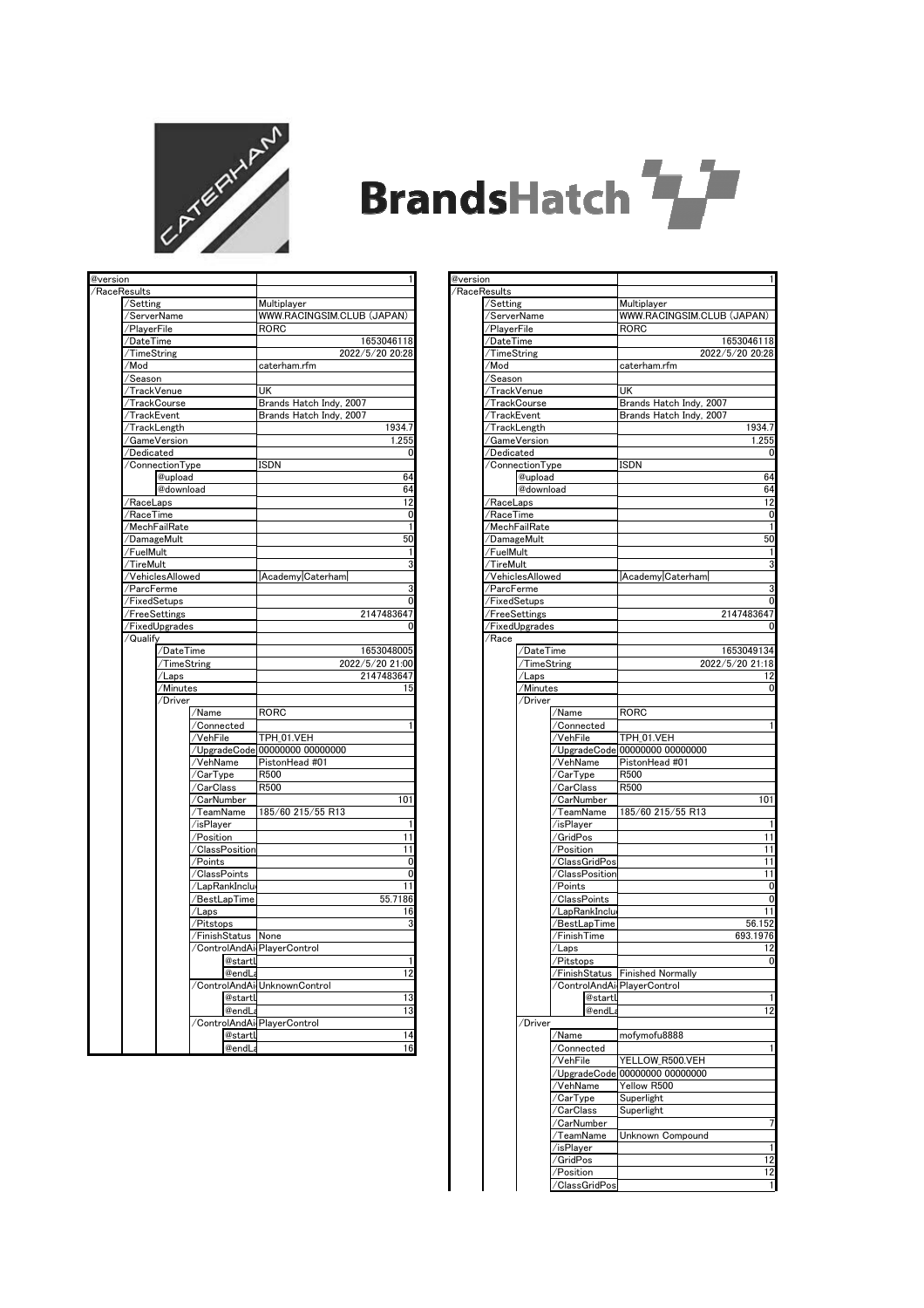CATERHAM

# BrandsHatch

| Key | Value |
|---|---|
| @version | 1 |
| /RaceResults | |
| /Setting | Multiplayer |
| /ServerName | WWW.RACINGSIM.CLUB (JAPAN) |
| /PlayerFile | RORC |
| /DateTime | 1653046118 |
| /TimeString | 2022/5/20 20:28 |
| /Mod | caterham.rfm |
| /Season | |
| /TrackVenue | UK |
| /TrackCourse | Brands Hatch Indy, 2007 |
| /TrackEvent | Brands Hatch Indy, 2007 |
| /TrackLength | 1934.7 |
| /GameVersion | 1.255 |
| /Dedicated | 0 |
| /ConnectionType | ISDN |
| @upload | 64 |
| @download | 64 |
| /RaceLaps | 12 |
| /RaceTime | 0 |
| /MechFailRate | 1 |
| /DamageMult | 50 |
| /FuelMult | 1 |
| /TireMult | 3 |
| /VehiclesAllowed | \|Academy\|Caterham\| |
| /ParcFerme | 3 |
| /FixedSetups | 0 |
| /FreeSettings | 2147483647 |
| /FixedUpgrades | 0 |
| /Qualify | |
| /DateTime | 1653048005 |
| /TimeString | 2022/5/20 21:00 |
| /Laps | 2147483647 |
| /Minutes | 15 |
| /Driver | |
| /Name | RORC |
| /Connected | 1 |
| /VehFile | TPH_01.VEH |
| /UpgradeCode | 00000000 00000000 |
| /VehName | PistonHead #01 |
| /CarType | R500 |
| /CarClass | R500 |
| /CarNumber | 101 |
| /TeamName | 185/60 215/55 R13 |
| /isPlayer | 1 |
| /Position | 11 |
| /ClassPosition | 11 |
| /Points | 0 |
| /ClassPoints | 0 |
| /LapRankInclu | 11 |
| /BestLapTime | 55.7186 |
| /Laps | 16 |
| /Pitstops | 3 |
| /FinishStatus | None |
| /ControlAndAi | PlayerControl |
| @startl | 1 |
| @endLa | 12 |
| /ControlAndAi | UnknownControl |
| @startl | 13 |
| @endLa | 13 |
| /ControlAndAi | PlayerControl |
| @startl | 14 |
| @endLa | 16 |

| Key | Value |
|---|---|
| @version | 1 |
| /RaceResults | |
| /Setting | Multiplayer |
| /ServerName | WWW.RACINGSIM.CLUB (JAPAN) |
| /PlayerFile | RORC |
| /DateTime | 1653046118 |
| /TimeString | 2022/5/20 20:28 |
| /Mod | caterham.rfm |
| /Season | |
| /TrackVenue | UK |
| /TrackCourse | Brands Hatch Indy, 2007 |
| /TrackEvent | Brands Hatch Indy, 2007 |
| /TrackLength | 1934.7 |
| /GameVersion | 1.255 |
| /Dedicated | 0 |
| /ConnectionType | ISDN |
| @upload | 64 |
| @download | 64 |
| /RaceLaps | 12 |
| /RaceTime | 0 |
| /MechFailRate | 1 |
| /DamageMult | 50 |
| /FuelMult | 1 |
| /TireMult | 3 |
| /VehiclesAllowed | \|Academy\|Caterham\| |
| /ParcFerme | 3 |
| /FixedSetups | 0 |
| /FreeSettings | 2147483647 |
| /FixedUpgrades | 0 |
| /Race | |
| /DateTime | 1653049134 |
| /TimeString | 2022/5/20 21:18 |
| /Laps | 12 |
| /Minutes | 0 |
| /Driver | |
| /Name | RORC |
| /Connected | 1 |
| /VehFile | TPH_01.VEH |
| /UpgradeCode | 00000000 00000000 |
| /VehName | PistonHead #01 |
| /CarType | R500 |
| /CarClass | R500 |
| /CarNumber | 101 |
| /TeamName | 185/60 215/55 R13 |
| /isPlayer | 1 |
| /GridPos | 11 |
| /Position | 11 |
| /ClassGridPos | 11 |
| /ClassPosition | 11 |
| /Points | 0 |
| /ClassPoints | 0 |
| /LapRankInclu | 11 |
| /BestLapTime | 56.152 |
| /FinishTime | 693.1976 |
| /Laps | 12 |
| /Pitstops | 0 |
| /FinishStatus | Finished Normally |
| /ControlAndAi | PlayerControl |
| @startl | 1 |
| @endLa | 12 |
| /Driver | |
| /Name | mofymofu8888 |
| /Connected | 1 |
| /VehFile | YELLOW_R500.VEH |
| /UpgradeCode | 00000000 00000000 |
| /VehName | Yellow R500 |
| /CarType | Superlight |
| /CarClass | Superlight |
| /CarNumber | 7 |
| /TeamName | Unknown Compound |
| /isPlayer | 1 |
| /GridPos | 12 |
| /Position | 12 |
| /ClassGridPos | 1 |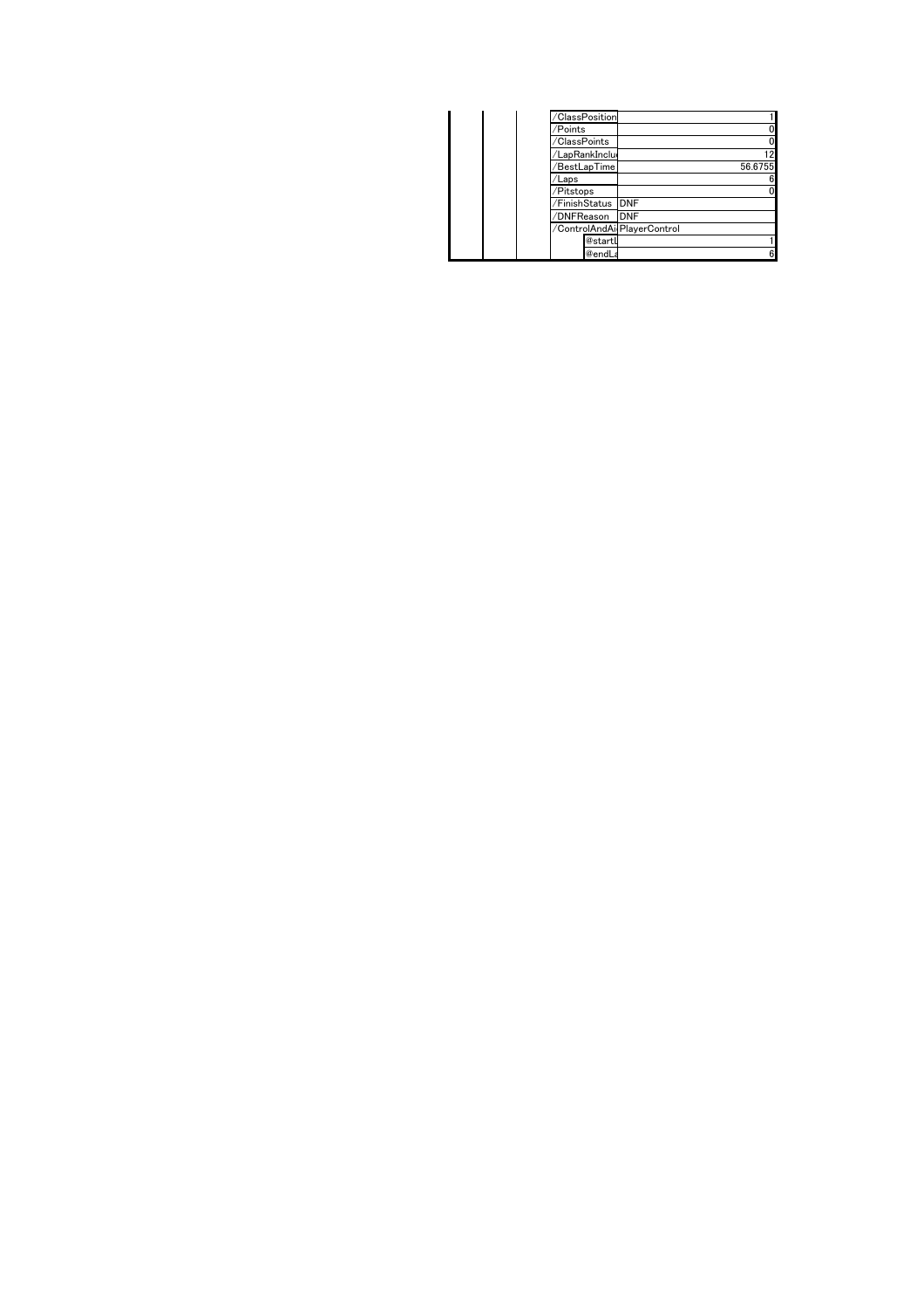| | | | | | |
|---|---|---|---|---|---|
| | | | /ClassPosition | | 1 |
| | | | /Points | | 0 |
| | | | /ClassPoints | | 0 |
| | | | /LapRankInclu | | 12 |
| | | | /BestLapTime | | 56.6755 |
| | | | /Laps | | 6 |
| | | | /Pitstops | | 0 |
| | | | /FinishStatus | DNF | |
| | | | /DNFReason | DNF | |
| | | | /ControlAndAi | PlayerControl | |
| | | | @startL | | 1 |
| | | | @endLa | | 6 |